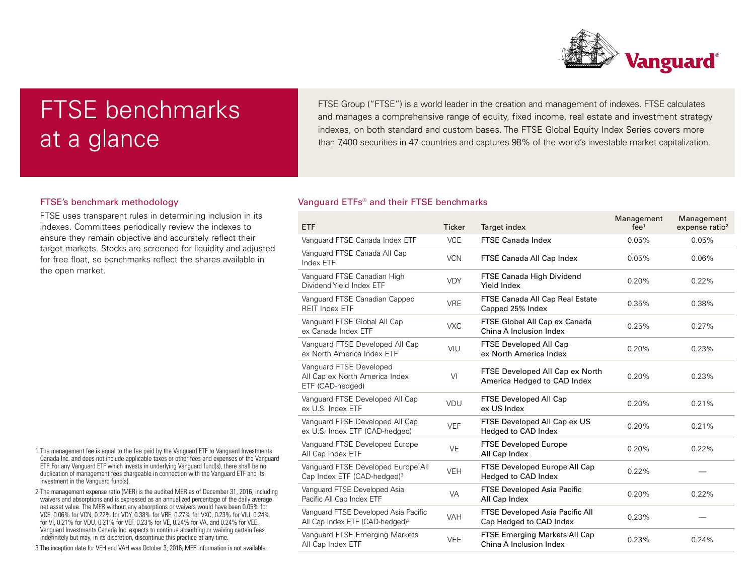# FTSE benchmarks at a glance

FTSE Group ("FTSE") is a world leader in the creation and management of indexes. FTSE calculates and manages a comprehensive range of equity, fixed income, real estate and investment strategy indexes, on both standard and custom bases. The FTSE Global Equity Index Series covers more than 7,400 securities in 47 countries and captures 98% of the world's investable market capitalization.

## FTSE's benchmark methodology

FTSE uses transparent rules in determining inclusion in its indexes. Committees periodically review the indexes to ensure they remain objective and accurately reflect their target markets. Stocks are screened for liquidity and adjusted for free float, so benchmarks reflect the shares available in the open market.

## Vanguard ETFs® and their FTSE benchmarks

| ETF | Ticker | Target index | Management fee[1] | Management expense ratio[2] |
|---|---|---|---|---|
| Vanguard FTSE Canada Index ETF | VCE | FTSE Canada Index | 0.05% | 0.05% |
| Vanguard FTSE Canada All Cap Index ETF | VCN | FTSE Canada All Cap Index | 0.05% | 0.06% |
| Vanguard FTSE Canadian High Dividend Yield Index ETF | VDY | FTSE Canada High Dividend Yield Index | 0.20% | 0.22% |
| Vanguard FTSE Canadian Capped REIT Index ETF | VRE | FTSE Canada All Cap Real Estate Capped 25% Index | 0.35% | 0.38% |
| Vanguard FTSE Global All Cap ex Canada Index ETF | VXC | FTSE Global All Cap ex Canada China A Inclusion Index | 0.25% | 0.27% |
| Vanguard FTSE Developed All Cap ex North America Index ETF | VIU | FTSE Developed All Cap ex North America Index | 0.20% | 0.23% |
| Vanguard FTSE Developed All Cap ex North America Index ETF (CAD-hedged) | VI | FTSE Developed All Cap ex North America Hedged to CAD Index | 0.20% | 0.23% |
| Vanguard FTSE Developed All Cap ex U.S. Index ETF | VDU | FTSE Developed All Cap ex US Index | 0.20% | 0.21% |
| Vanguard FTSE Developed All Cap ex U.S. Index ETF (CAD-hedged) | VEF | FTSE Developed All Cap ex US Hedged to CAD Index | 0.20% | 0.21% |
| Vanguard FTSE Developed Europe All Cap Index ETF | VE | FTSE Developed Europe All Cap Index | 0.20% | 0.22% |
| Vanguard FTSE Developed Europe All Cap Index ETF (CAD-hedged)[3] | VEH | FTSE Developed Europe All Cap Hedged to CAD Index | 0.22% | — |
| Vanguard FTSE Developed Asia Pacific All Cap Index ETF | VA | FTSE Developed Asia Pacific All Cap Index | 0.20% | 0.22% |
| Vanguard FTSE Developed Asia Pacific All Cap Index ETF (CAD-hedged)[3] | VAH | FTSE Developed Asia Pacific All Cap Hedged to CAD Index | 0.23% | — |
| Vanguard FTSE Emerging Markets All Cap Index ETF | VEE | FTSE Emerging Markets All Cap China A Inclusion Index | 0.23% | 0.24% |

1 The management fee is equal to the fee paid by the Vanguard ETF to Vanguard Investments Canada Inc. and does not include applicable taxes or other fees and expenses of the Vanguard ETF. For any Vanguard ETF which invests in underlying Vanguard fund(s), there shall be no duplication of management fees chargeable in connection with the Vanguard ETF and its investment in the Vanguard fund(s).

2 The management expense ratio (MER) is the audited MER as of December 31, 2016, including waivers and absorptions and is expressed as an annualized percentage of the daily average net asset value. The MER without any absorptions or waivers would have been 0.05% for VCE, 0.06% for VCN, 0.22% for VDY, 0.38% for VRE, 0.27% for VXC, 0.23% for VIU, 0.24% for VI, 0.21% for VDU, 0.21% for VEF, 0.23% for VE, 0.24% for VA, and 0.24% for VEE. Vanguard Investments Canada Inc. expects to continue absorbing or waiving certain fees indefinitely but may, in its discretion, discontinue this practice at any time.

3 The inception date for VEH and VAH was October 3, 2016; MER information is not available.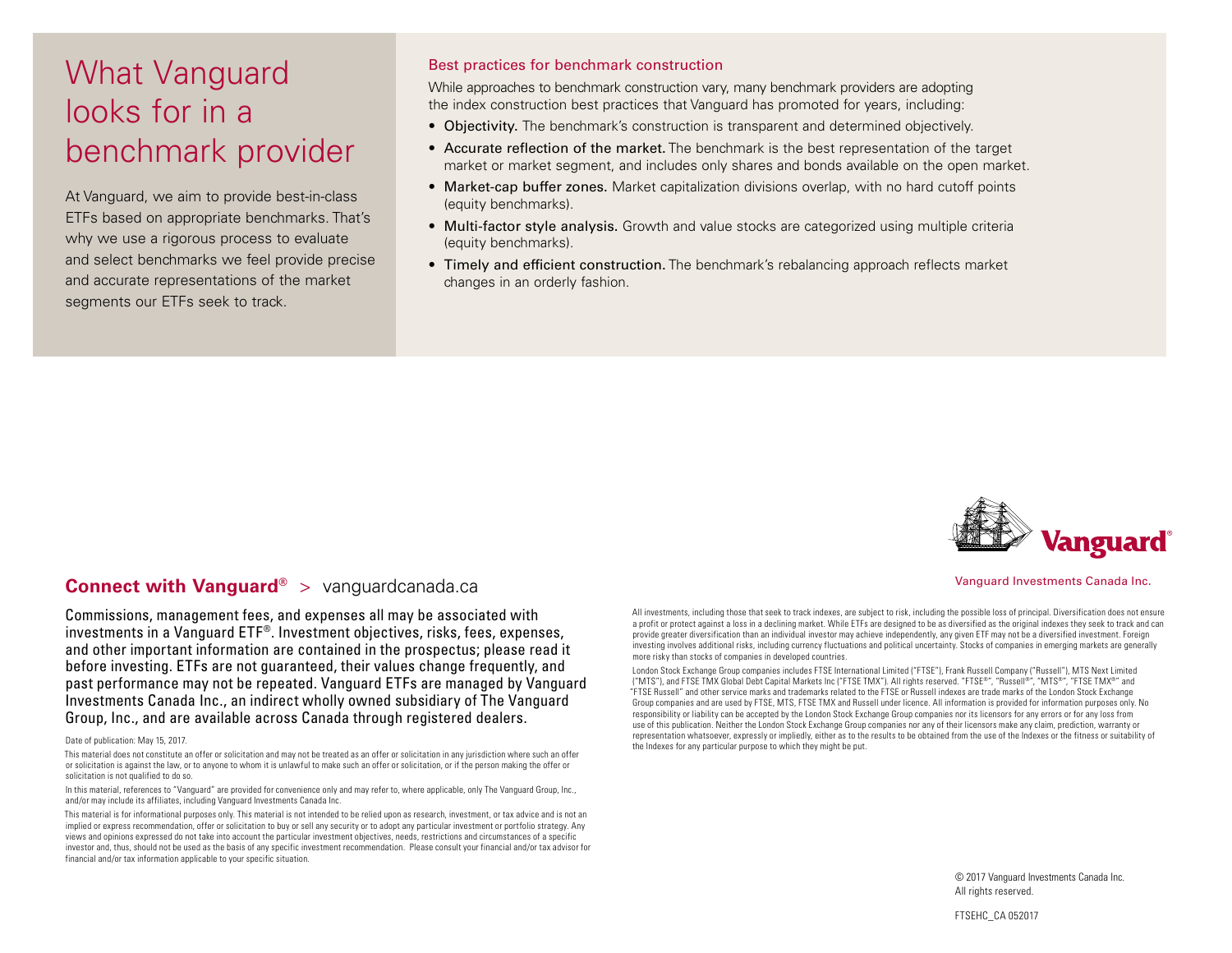# What Vanguard looks for in a benchmark provider

At Vanguard, we aim to provide best-in-class ETFs based on appropriate benchmarks. That's why we use a rigorous process to evaluate and select benchmarks we feel provide precise and accurate representations of the market segments our ETFs seek to track.

## Best practices for benchmark construction

While approaches to benchmark construction vary, many benchmark providers are adopting the index construction best practices that Vanguard has promoted for years, including:

- **Objectivity.** The benchmark's construction is transparent and determined objectively.
- **Accurate reflection of the market.** The benchmark is the best representation of the target market or market segment, and includes only shares and bonds available on the open market.
- **Market-cap buffer zones.** Market capitalization divisions overlap, with no hard cutoff points (equity benchmarks).
- **Multi-factor style analysis.** Growth and value stocks are categorized using multiple criteria (equity benchmarks).
- **Timely and efficient construction.** The benchmark's rebalancing approach reflects market changes in an orderly fashion.

Vanguard®

Vanguard Investments Canada Inc.

**Connect with Vanguard®** > vanguardcanada.ca

Commissions, management fees, and expenses all may be associated with investments in a Vanguard ETF®. Investment objectives, risks, fees, expenses, and other important information are contained in the prospectus; please read it before investing. ETFs are not guaranteed, their values change frequently, and past performance may not be repeated. Vanguard ETFs are managed by Vanguard Investments Canada Inc., an indirect wholly owned subsidiary of The Vanguard Group, Inc., and are available across Canada through registered dealers.

Date of publication: May 15, 2017.

This material does not constitute an offer or solicitation and may not be treated as an offer or solicitation in any jurisdiction where such an offer or solicitation is against the law, or to anyone to whom it is unlawful to make such an offer or solicitation, or if the person making the offer or solicitation is not qualified to do so.

In this material, references to "Vanguard" are provided for convenience only and may refer to, where applicable, only The Vanguard Group, Inc., and/or may include its affiliates, including Vanguard Investments Canada Inc.

This material is for informational purposes only. This material is not intended to be relied upon as research, investment, or tax advice and is not an implied or express recommendation, offer or solicitation to buy or sell any security or to adopt any particular investment or portfolio strategy. Any views and opinions expressed do not take into account the particular investment objectives, needs, restrictions and circumstances of a specific investor and, thus, should not be used as the basis of any specific investment recommendation. Please consult your financial and/or tax advisor for financial and/or tax information applicable to your specific situation.

All investments, including those that seek to track indexes, are subject to risk, including the possible loss of principal. Diversification does not ensure a profit or protect against a loss in a declining market. While ETFs are designed to be as diversified as the original indexes they seek to track and can provide greater diversification than an individual investor may achieve independently, any given ETF may not be a diversified investment. Foreign investing involves additional risks, including currency fluctuations and political uncertainty. Stocks of companies in emerging markets are generally more risky than stocks of companies in developed countries.

London Stock Exchange Group companies includes FTSE International Limited ("FTSE"), Frank Russell Company ("Russell"), MTS Next Limited ("MTS"), and FTSE TMX Global Debt Capital Markets Inc ("FTSE TMX"). All rights reserved. "FTSE®", "Russell®", "MTS®", "FTSE TMX®" and "FTSE Russell" and other service marks and trademarks related to the FTSE or Russell indexes are trade marks of the London Stock Exchange Group companies and are used by FTSE, MTS, FTSE TMX and Russell under licence. All information is provided for information purposes only. No responsibility or liability can be accepted by the London Stock Exchange Group companies nor its licensors for any errors or for any loss from use of this publication. Neither the London Stock Exchange Group companies nor any of their licensors make any claim, prediction, warranty or representation whatsoever, expressly or impliedly, either as to the results to be obtained from the use of the Indexes or the fitness or suitability of the Indexes for any particular purpose to which they might be put.

© 2017 Vanguard Investments Canada Inc.
All rights reserved.

FTSEHC_CA 052017